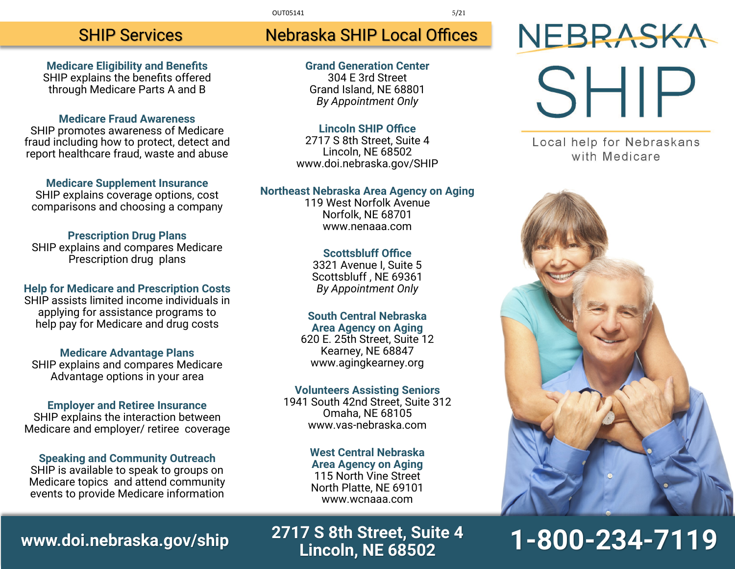## SHIP Services

**Medicare Eligibility and Benefits**
SHIP explains the benefits offered through Medicare Parts A and B

**Medicare Fraud Awareness**
SHIP promotes awareness of Medicare fraud including how to protect, detect and report healthcare fraud, waste and abuse

**Medicare Supplement Insurance**
SHIP explains coverage options, cost comparisons and choosing a company

**Prescription Drug Plans**
SHIP explains and compares Medicare Prescription drug plans

**Help for Medicare and Prescription Costs**
SHIP assists limited income individuals in applying for assistance programs to help pay for Medicare and drug costs

**Medicare Advantage Plans**
SHIP explains and compares Medicare Advantage options in your area

**Employer and Retiree Insurance**
SHIP explains the interaction between Medicare and employer/ retiree coverage

**Speaking and Community Outreach**
SHIP is available to speak to groups on Medicare topics and attend community events to provide Medicare information

## Nebraska SHIP Local Offices

**Grand Generation Center**
304 E 3rd Street
Grand Island, NE 68801
*By Appointment Only*

**Lincoln SHIP Office**
2717 S 8th Street, Suite 4
Lincoln, NE 68502
www.doi.nebraska.gov/SHIP

**Northeast Nebraska Area Agency on Aging**
119 West Norfolk Avenue
Norfolk, NE 68701
www.nenaaa.com

**Scottsbluff Office**
3321 Avenue I, Suite 5
Scottsbluff , NE 69361
*By Appointment Only*

**South Central Nebraska Area Agency on Aging**
620 E. 25th Street, Suite 12
Kearney, NE 68847
www.agingkearney.org

**Volunteers Assisting Seniors**
1941 South 42nd Street, Suite 312
Omaha, NE 68105
www.vas-nebraska.com

**West Central Nebraska Area Agency on Aging**
115 North Vine Street
North Platte, NE 69101
www.wcnaaa.com

# NEBRASKA SHIP

Local help for Nebraskans with Medicare

**www.doi.nebraska.gov/ship**

**2717 S 8th Street, Suite 4**
**Lincoln, NE 68502**

**1-800-234-7119**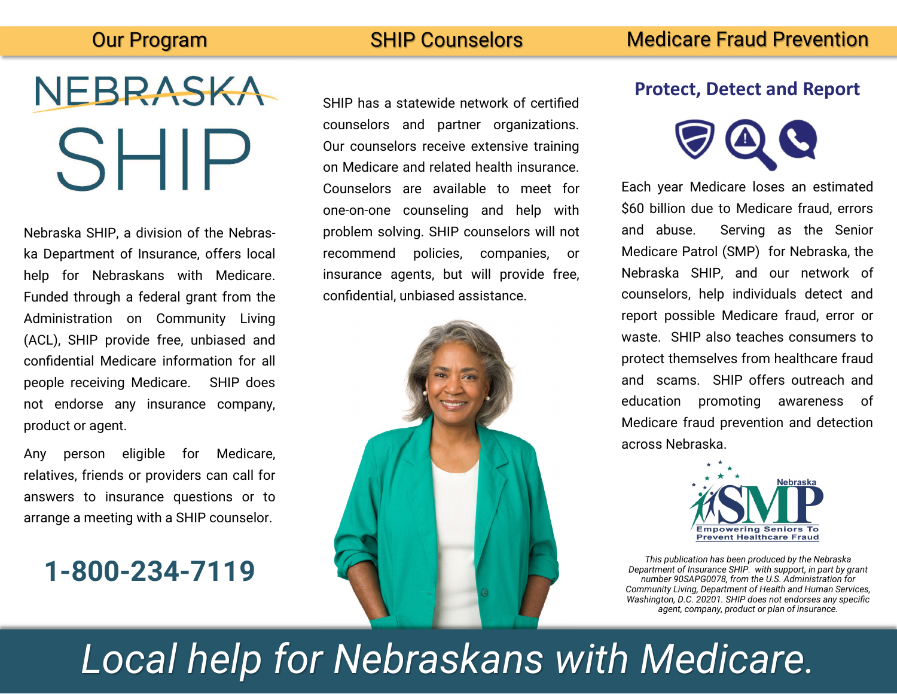## Our Program

NEBRASKA SHIP

Nebraska SHIP, a division of the Nebraska Department of Insurance, offers local help for Nebraskans with Medicare. Funded through a federal grant from the Administration on Community Living (ACL), SHIP provide free, unbiased and confidential Medicare information for all people receiving Medicare. SHIP does not endorse any insurance company, product or agent.

Any person eligible for Medicare, relatives, friends or providers can call for answers to insurance questions or to arrange a meeting with a SHIP counselor.

**1-800-234-7119**

## SHIP Counselors

SHIP has a statewide network of certified counselors and partner organizations. Our counselors receive extensive training on Medicare and related health insurance. Counselors are available to meet for one-on-one counseling and help with problem solving. SHIP counselors will not recommend policies, companies, or insurance agents, but will provide free, confidential, unbiased assistance.

## Medicare Fraud Prevention

### Protect, Detect and Report

Each year Medicare loses an estimated $60 billion due to Medicare fraud, errors and abuse. Serving as the Senior Medicare Patrol (SMP) for Nebraska, the Nebraska SHIP, and our network of counselors, help individuals detect and report possible Medicare fraud, error or waste. SHIP also teaches consumers to protect themselves from healthcare fraud and scams. SHIP offers outreach and education promoting awareness of Medicare fraud prevention and detection across Nebraska.

Nebraska SMP
Empowering Seniors To Prevent Healthcare Fraud

*This publication has been produced by the Nebraska Department of Insurance SHIP. with support, in part by grant number 90SAPG0078, from the U.S. Administration for Community Living, Department of Health and Human Services, Washington, D.C. 20201. SHIP does not endorses any specific agent, company, product or plan of insurance.*

*Local help for Nebraskans with Medicare.*